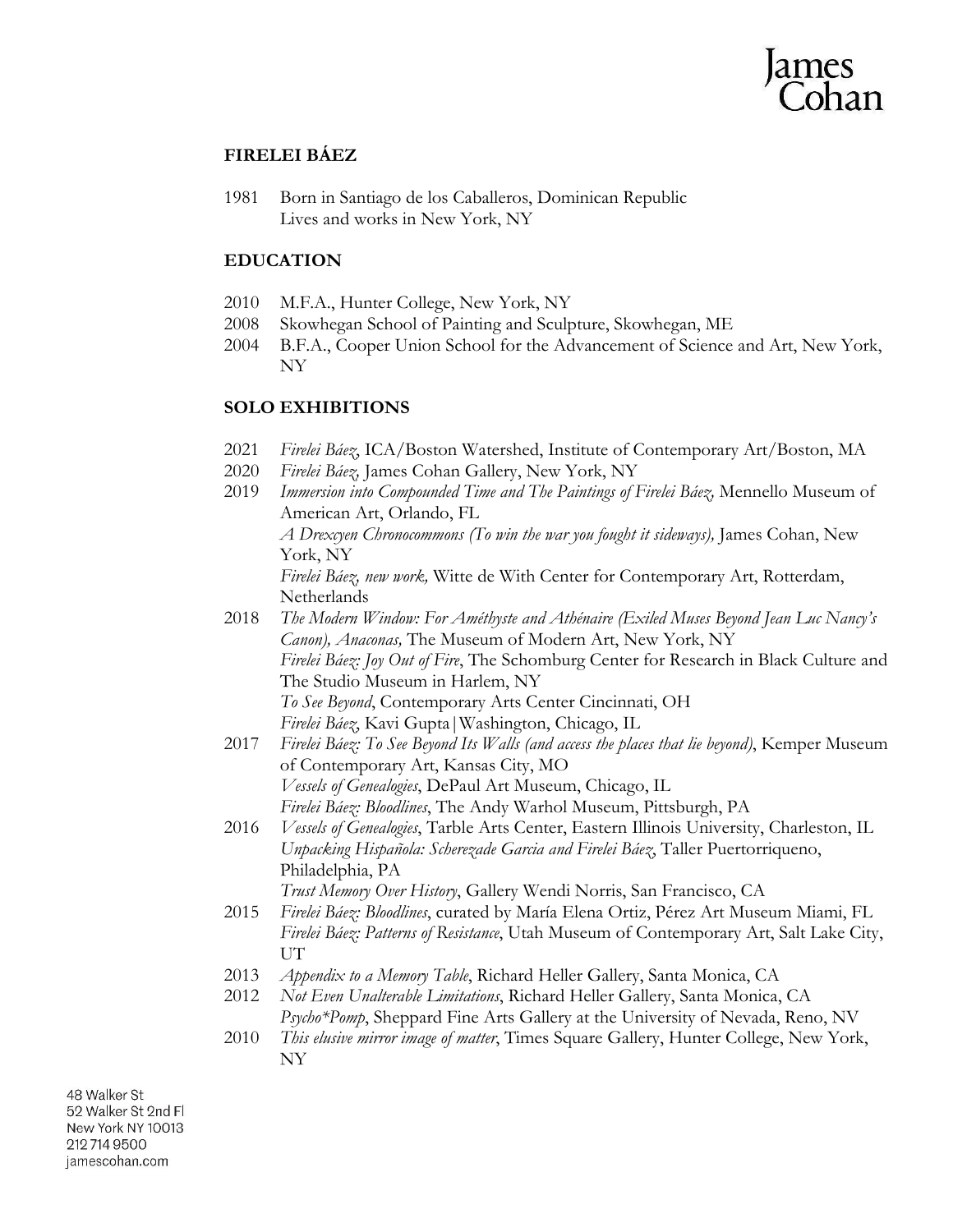# FIRELEI BÁEZ

1981 Born in Santiago de los Caballeros, Dominican Republic
Lives and works in New York, NY

## EDUCATION

2010 M.F.A., Hunter College, New York, NY
2008 Skowhegan School of Painting and Sculpture, Skowhegan, ME
2004 B.F.A., Cooper Union School for the Advancement of Science and Art, New York, NY

## SOLO EXHIBITIONS

2021 *Firelei Báez*, ICA/Boston Watershed, Institute of Contemporary Art/Boston, MA

2020 *Firelei Báez*, James Cohan Gallery, New York, NY

2019 *Immersion into Compounded Time and The Paintings of Firelei Báez*, Mennello Museum of American Art, Orlando, FL
*A Drexcyen Chronocommons (To win the war you fought it sideways)*, James Cohan, New York, NY
*Firelei Báez, new work*, Witte de With Center for Contemporary Art, Rotterdam, Netherlands

2018 *The Modern Window: For Améthyste and Athénaire (Exiled Muses Beyond Jean Luc Nancy's Canon), Anaconas*, The Museum of Modern Art, New York, NY
*Firelei Báez: Joy Out of Fire*, The Schomburg Center for Research in Black Culture and The Studio Museum in Harlem, NY
*To See Beyond*, Contemporary Arts Center Cincinnati, OH
*Firelei Báez*, Kavi Gupta|Washington, Chicago, IL

2017 *Firelei Báez: To See Beyond Its Walls (and access the places that lie beyond)*, Kemper Museum of Contemporary Art, Kansas City, MO
*Vessels of Genealogies*, DePaul Art Museum, Chicago, IL
*Firelei Báez: Bloodlines*, The Andy Warhol Museum, Pittsburgh, PA

2016 *Vessels of Genealogies*, Tarble Arts Center, Eastern Illinois University, Charleston, IL
*Unpacking Hispañola: Scherezade Garcia and Firelei Báez*, Taller Puertorriqueno, Philadelphia, PA
*Trust Memory Over History*, Gallery Wendi Norris, San Francisco, CA

2015 *Firelei Báez: Bloodlines*, curated by María Elena Ortiz, Pérez Art Museum Miami, FL
*Firelei Báez: Patterns of Resistance*, Utah Museum of Contemporary Art, Salt Lake City, UT

2013 *Appendix to a Memory Table*, Richard Heller Gallery, Santa Monica, CA

2012 *Not Even Unalterable Limitations*, Richard Heller Gallery, Santa Monica, CA
*Psycho*Pomp*, Sheppard Fine Arts Gallery at the University of Nevada, Reno, NV

2010 *This elusive mirror image of matter*, Times Square Gallery, Hunter College, New York, NY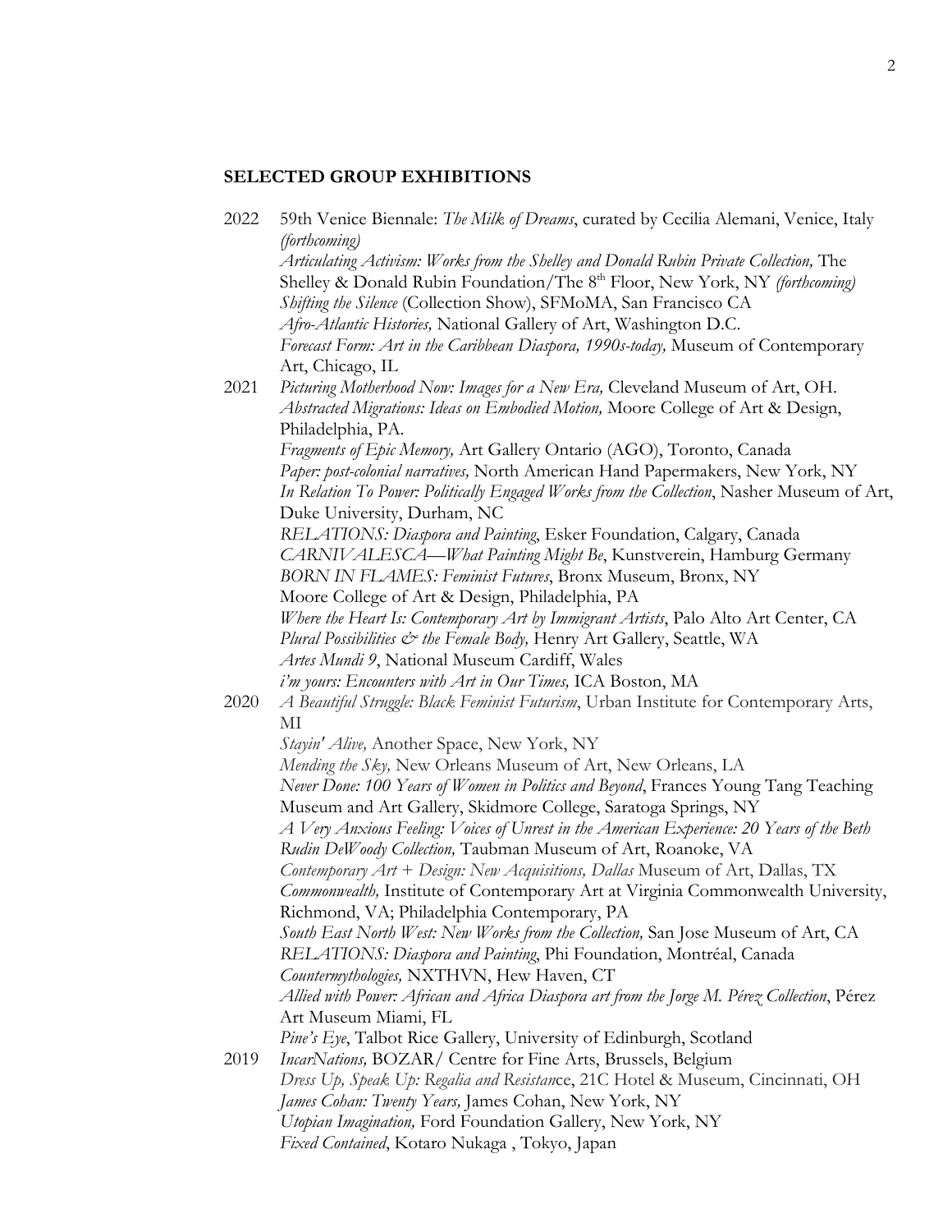## SELECTED GROUP EXHIBITIONS

2022 59th Venice Biennale: *The Milk of Dreams*, curated by Cecilia Alemani, Venice, Italy *(forthcoming)*
*Articulating Activism: Works from the Shelley and Donald Rubin Private Collection,* The Shelley & Donald Rubin Foundation/The 8th Floor, New York, NY *(forthcoming)*
*Shifting the Silence* (Collection Show), SFMoMA, San Francisco CA
*Afro-Atlantic Histories,* National Gallery of Art, Washington D.C.
*Forecast Form: Art in the Caribbean Diaspora, 1990s-today,* Museum of Contemporary Art, Chicago, IL

2021 *Picturing Motherhood Now: Images for a New Era,* Cleveland Museum of Art, OH.
*Abstracted Migrations: Ideas on Embodied Motion,* Moore College of Art & Design, Philadelphia, PA.
*Fragments of Epic Memory,* Art Gallery Ontario (AGO), Toronto, Canada
*Paper: post-colonial narratives,* North American Hand Papermakers, New York, NY
*In Relation To Power: Politically Engaged Works from the Collection*, Nasher Museum of Art, Duke University, Durham, NC
*RELATIONS: Diaspora and Painting*, Esker Foundation, Calgary, Canada
*CARNIVALESCA—What Painting Might Be*, Kunstverein, Hamburg Germany
*BORN IN FLAMES: Feminist Futures*, Bronx Museum, Bronx, NY
Moore College of Art & Design, Philadelphia, PA
*Where the Heart Is: Contemporary Art by Immigrant Artists*, Palo Alto Art Center, CA
*Plural Possibilities & the Female Body,* Henry Art Gallery, Seattle, WA
*Artes Mundi 9*, National Museum Cardiff, Wales
*i'm yours: Encounters with Art in Our Times,* ICA Boston, MA

2020 *A Beautiful Struggle: Black Feminist Futurism*, Urban Institute for Contemporary Arts, MI
*Stayin' Alive,* Another Space, New York, NY
*Mending the Sky,* New Orleans Museum of Art, New Orleans, LA
*Never Done: 100 Years of Women in Politics and Beyond*, Frances Young Tang Teaching Museum and Art Gallery, Skidmore College, Saratoga Springs, NY
*A Very Anxious Feeling: Voices of Unrest in the American Experience: 20 Years of the Beth Rudin DeWoody Collection,* Taubman Museum of Art, Roanoke, VA
*Contemporary Art + Design: New Acquisitions, Dallas* Museum of Art, Dallas, TX
*Commonwealth,* Institute of Contemporary Art at Virginia Commonwealth University, Richmond, VA; Philadelphia Contemporary, PA
*South East North West: New Works from the Collection,* San Jose Museum of Art, CA
*RELATIONS: Diaspora and Painting*, Phi Foundation, Montréal, Canada
*Countermythologies,* NXTHVN, Hew Haven, CT
*Allied with Power: African and Africa Diaspora art from the Jorge M. Pérez Collection*, Pérez Art Museum Miami, FL
*Pine's Eye*, Talbot Rice Gallery, University of Edinburgh, Scotland

2019 *IncarNations,* BOZAR/ Centre for Fine Arts, Brussels, Belgium
*Dress Up, Speak Up: Regalia and Resistan*ce, 21C Hotel & Museum, Cincinnati, OH
*James Cohan: Twenty Years,* James Cohan, New York, NY
*Utopian Imagination,* Ford Foundation Gallery, New York, NY
*Fixed Contained*, Kotaro Nukaga , Tokyo, Japan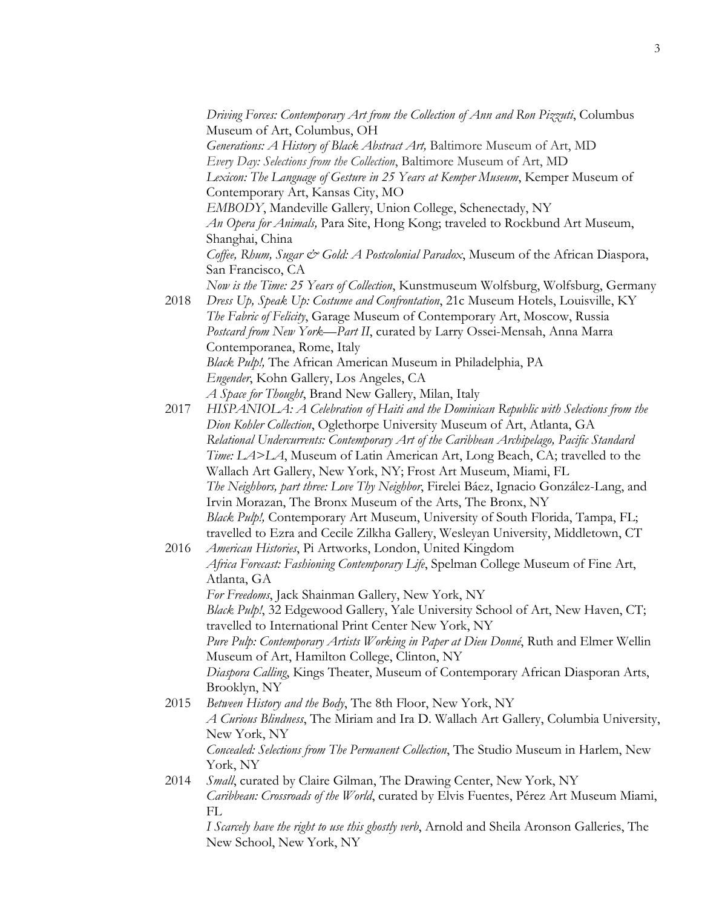*Driving Forces: Contemporary Art from the Collection of Ann and Ron Pizzuti*, Columbus Museum of Art, Columbus, OH
*Generations: A History of Black Abstract Art,* Baltimore Museum of Art, MD
*Every Day: Selections from the Collection*, Baltimore Museum of Art, MD
*Lexicon: The Language of Gesture in 25 Years at Kemper Museum*, Kemper Museum of Contemporary Art, Kansas City, MO
*EMBODY*, Mandeville Gallery, Union College, Schenectady, NY
*An Opera for Animals,* Para Site, Hong Kong; traveled to Rockbund Art Museum, Shanghai, China
*Coffee, Rhum, Sugar & Gold: A Postcolonial Paradox*, Museum of the African Diaspora, San Francisco, CA
*Now is the Time: 25 Years of Collection*, Kunstmuseum Wolfsburg, Wolfsburg, Germany

2018 *Dress Up, Speak Up: Costume and Confrontation*, 21c Museum Hotels, Louisville, KY
*The Fabric of Felicity*, Garage Museum of Contemporary Art, Moscow, Russia
*Postcard from New York—Part II*, curated by Larry Ossei-Mensah, Anna Marra Contemporanea, Rome, Italy
*Black Pulp!,* The African American Museum in Philadelphia, PA
*Engender*, Kohn Gallery, Los Angeles, CA
*A Space for Thought*, Brand New Gallery, Milan, Italy

2017 *HISPANIOLA: A Celebration of Haiti and the Dominican Republic with Selections from the Dion Kohler Collection*, Oglethorpe University Museum of Art, Atlanta, GA
*Relational Undercurrents: Contemporary Art of the Caribbean Archipelago, Pacific Standard Time: LA>LA*, Museum of Latin American Art, Long Beach, CA; travelled to the Wallach Art Gallery, New York, NY; Frost Art Museum, Miami, FL
*The Neighbors, part three: Love Thy Neighbor*, Firelei Báez, Ignacio González-Lang, and Irvin Morazan, The Bronx Museum of the Arts, The Bronx, NY
*Black Pulp!,* Contemporary Art Museum, University of South Florida, Tampa, FL; travelled to Ezra and Cecile Zilkha Gallery, Wesleyan University, Middletown, CT

2016 *American Histories*, Pi Artworks, London, United Kingdom
*Africa Forecast: Fashioning Contemporary Life*, Spelman College Museum of Fine Art, Atlanta, GA
*For Freedoms*, Jack Shainman Gallery, New York, NY
*Black Pulp!*, 32 Edgewood Gallery, Yale University School of Art, New Haven, CT; travelled to International Print Center New York, NY
*Pure Pulp: Contemporary Artists Working in Paper at Dieu Donné*, Ruth and Elmer Wellin Museum of Art, Hamilton College, Clinton, NY
*Diaspora Calling*, Kings Theater, Museum of Contemporary African Diasporan Arts, Brooklyn, NY

2015 *Between History and the Body*, The 8th Floor, New York, NY
*A Curious Blindness*, The Miriam and Ira D. Wallach Art Gallery, Columbia University, New York, NY
*Concealed: Selections from The Permanent Collection*, The Studio Museum in Harlem, New York, NY

2014 *Small*, curated by Claire Gilman, The Drawing Center, New York, NY
*Caribbean: Crossroads of the World*, curated by Elvis Fuentes, Pérez Art Museum Miami, FL
*I Scarcely have the right to use this ghostly verb*, Arnold and Sheila Aronson Galleries, The New School, New York, NY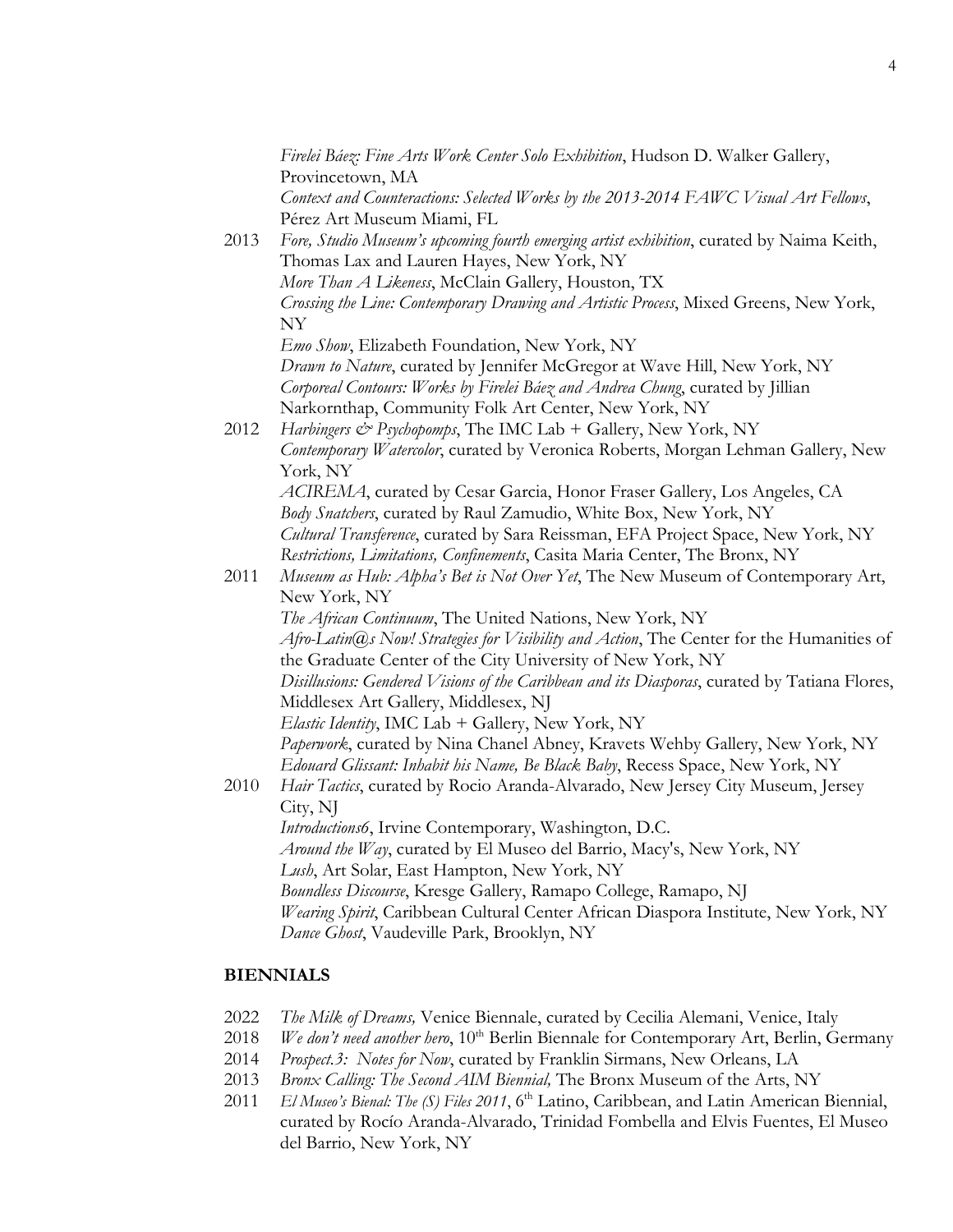*Firelei Báez: Fine Arts Work Center Solo Exhibition*, Hudson D. Walker Gallery, Provincetown, MA
*Context and Counteractions: Selected Works by the 2013-2014 FAWC Visual Art Fellows*, Pérez Art Museum Miami, FL

2013 *Fore, Studio Museum's upcoming fourth emerging artist exhibition*, curated by Naima Keith, Thomas Lax and Lauren Hayes, New York, NY
*More Than A Likeness*, McClain Gallery, Houston, TX
*Crossing the Line: Contemporary Drawing and Artistic Process*, Mixed Greens, New York, NY
*Emo Show*, Elizabeth Foundation, New York, NY
*Drawn to Nature*, curated by Jennifer McGregor at Wave Hill, New York, NY
*Corporeal Contours: Works by Firelei Báez and Andrea Chung*, curated by Jillian Narkornthap, Community Folk Art Center, New York, NY

2012 *Harbingers & Psychopomps*, The IMC Lab + Gallery, New York, NY
*Contemporary Watercolor*, curated by Veronica Roberts, Morgan Lehman Gallery, New York, NY
*ACIREMA*, curated by Cesar Garcia, Honor Fraser Gallery, Los Angeles, CA
*Body Snatchers*, curated by Raul Zamudio, White Box, New York, NY
*Cultural Transference*, curated by Sara Reissman, EFA Project Space, New York, NY
*Restrictions, Limitations, Confinements*, Casita Maria Center, The Bronx, NY

2011 *Museum as Hub: Alpha's Bet is Not Over Yet*, The New Museum of Contemporary Art, New York, NY
*The African Continuum*, The United Nations, New York, NY
*Afro-Latin@s Now! Strategies for Visibility and Action*, The Center for the Humanities of the Graduate Center of the City University of New York, NY
*Disillusions: Gendered Visions of the Caribbean and its Diasporas*, curated by Tatiana Flores, Middlesex Art Gallery, Middlesex, NJ
*Elastic Identity*, IMC Lab + Gallery, New York, NY
*Paperwork*, curated by Nina Chanel Abney, Kravets Wehby Gallery, New York, NY
*Edouard Glissant: Inhabit his Name, Be Black Baby*, Recess Space, New York, NY

2010 *Hair Tactics*, curated by Rocio Aranda-Alvarado, New Jersey City Museum, Jersey City, NJ
*Introductions6*, Irvine Contemporary, Washington, D.C.
*Around the Way*, curated by El Museo del Barrio, Macy's, New York, NY
*Lush*, Art Solar, East Hampton, New York, NY
*Boundless Discourse*, Kresge Gallery, Ramapo College, Ramapo, NJ
*Wearing Spirit*, Caribbean Cultural Center African Diaspora Institute, New York, NY
*Dance Ghost*, Vaudeville Park, Brooklyn, NY

## BIENNIALS

2022 *The Milk of Dreams,* Venice Biennale, curated by Cecilia Alemani, Venice, Italy
2018 *We don't need another hero*, 10th Berlin Biennale for Contemporary Art, Berlin, Germany
2014 *Prospect.3: Notes for Now*, curated by Franklin Sirmans, New Orleans, LA
2013 *Bronx Calling: The Second AIM Biennial,* The Bronx Museum of the Arts, NY
2011 *El Museo's Bienal: The (S) Files 2011*, 6th Latino, Caribbean, and Latin American Biennial, curated by Rocío Aranda-Alvarado, Trinidad Fombella and Elvis Fuentes, El Museo del Barrio, New York, NY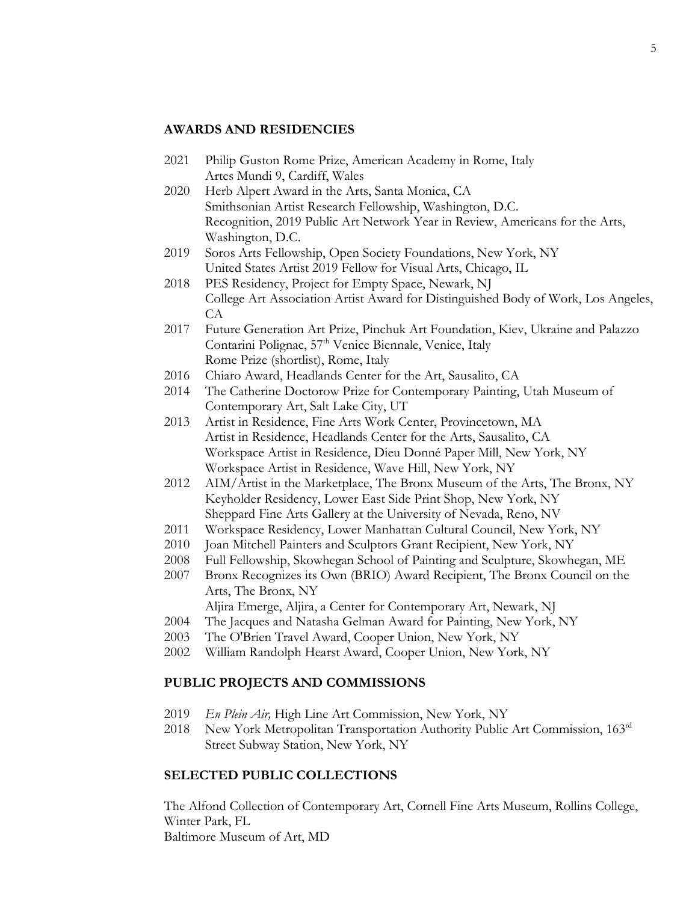## AWARDS AND RESIDENCIES

2021 Philip Guston Rome Prize, American Academy in Rome, Italy
Artes Mundi 9, Cardiff, Wales

2020 Herb Alpert Award in the Arts, Santa Monica, CA
Smithsonian Artist Research Fellowship, Washington, D.C.
Recognition, 2019 Public Art Network Year in Review, Americans for the Arts, Washington, D.C.

2019 Soros Arts Fellowship, Open Society Foundations, New York, NY
United States Artist 2019 Fellow for Visual Arts, Chicago, IL

2018 PES Residency, Project for Empty Space, Newark, NJ
College Art Association Artist Award for Distinguished Body of Work, Los Angeles, CA

2017 Future Generation Art Prize, Pinchuk Art Foundation, Kiev, Ukraine and Palazzo Contarini Polignac, 57th Venice Biennale, Venice, Italy
Rome Prize (shortlist), Rome, Italy

2016 Chiaro Award, Headlands Center for the Art, Sausalito, CA

2014 The Catherine Doctorow Prize for Contemporary Painting, Utah Museum of Contemporary Art, Salt Lake City, UT

2013 Artist in Residence, Fine Arts Work Center, Provincetown, MA
Artist in Residence, Headlands Center for the Arts, Sausalito, CA
Workspace Artist in Residence, Dieu Donné Paper Mill, New York, NY
Workspace Artist in Residence, Wave Hill, New York, NY

2012 AIM/Artist in the Marketplace, The Bronx Museum of the Arts, The Bronx, NY
Keyholder Residency, Lower East Side Print Shop, New York, NY
Sheppard Fine Arts Gallery at the University of Nevada, Reno, NV

2011 Workspace Residency, Lower Manhattan Cultural Council, New York, NY

2010 Joan Mitchell Painters and Sculptors Grant Recipient, New York, NY

2008 Full Fellowship, Skowhegan School of Painting and Sculpture, Skowhegan, ME

2007 Bronx Recognizes its Own (BRIO) Award Recipient, The Bronx Council on the Arts, The Bronx, NY
Aljira Emerge, Aljira, a Center for Contemporary Art, Newark, NJ

2004 The Jacques and Natasha Gelman Award for Painting, New York, NY

2003 The O'Brien Travel Award, Cooper Union, New York, NY

2002 William Randolph Hearst Award, Cooper Union, New York, NY

## PUBLIC PROJECTS AND COMMISSIONS

2019 *En Plein Air,* High Line Art Commission, New York, NY

2018 New York Metropolitan Transportation Authority Public Art Commission, 163rd Street Subway Station, New York, NY

## SELECTED PUBLIC COLLECTIONS

The Alfond Collection of Contemporary Art, Cornell Fine Arts Museum, Rollins College, Winter Park, FL
Baltimore Museum of Art, MD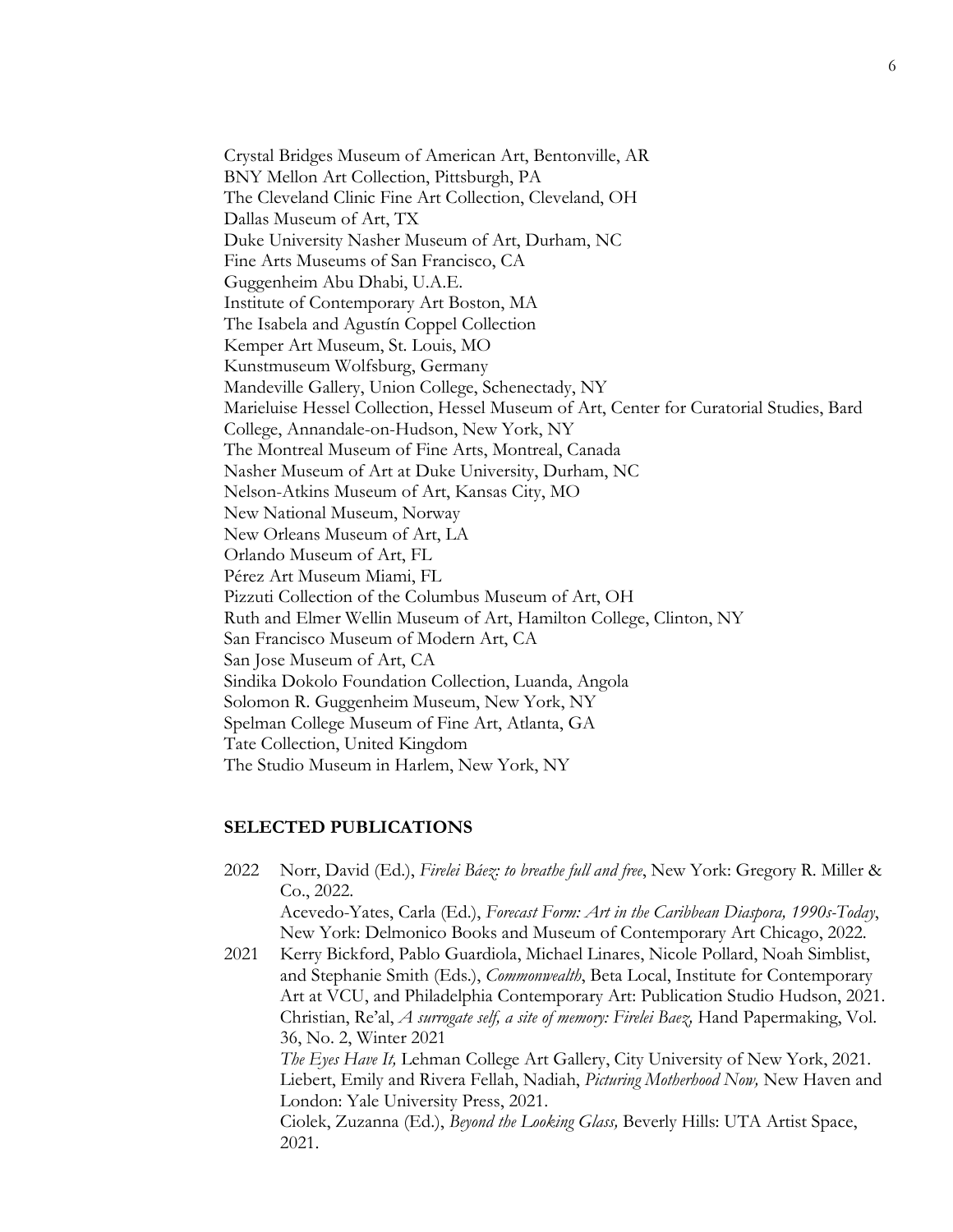Crystal Bridges Museum of American Art, Bentonville, AR
BNY Mellon Art Collection, Pittsburgh, PA
The Cleveland Clinic Fine Art Collection, Cleveland, OH
Dallas Museum of Art, TX
Duke University Nasher Museum of Art, Durham, NC
Fine Arts Museums of San Francisco, CA
Guggenheim Abu Dhabi, U.A.E.
Institute of Contemporary Art Boston, MA
The Isabela and Agustín Coppel Collection
Kemper Art Museum, St. Louis, MO
Kunstmuseum Wolfsburg, Germany
Mandeville Gallery, Union College, Schenectady, NY
Marieluise Hessel Collection, Hessel Museum of Art, Center for Curatorial Studies, Bard College, Annandale-on-Hudson, New York, NY
The Montreal Museum of Fine Arts, Montreal, Canada
Nasher Museum of Art at Duke University, Durham, NC
Nelson-Atkins Museum of Art, Kansas City, MO
New National Museum, Norway
New Orleans Museum of Art, LA
Orlando Museum of Art, FL
Pérez Art Museum Miami, FL
Pizzuti Collection of the Columbus Museum of Art, OH
Ruth and Elmer Wellin Museum of Art, Hamilton College, Clinton, NY
San Francisco Museum of Modern Art, CA
San Jose Museum of Art, CA
Sindika Dokolo Foundation Collection, Luanda, Angola
Solomon R. Guggenheim Museum, New York, NY
Spelman College Museum of Fine Art, Atlanta, GA
Tate Collection, United Kingdom
The Studio Museum in Harlem, New York, NY

## SELECTED PUBLICATIONS

2022 Norr, David (Ed.), *Firelei Báez: to breathe full and free*, New York: Gregory R. Miller & Co., 2022.
Acevedo-Yates, Carla (Ed.), *Forecast Form: Art in the Caribbean Diaspora, 1990s-Today*, New York: Delmonico Books and Museum of Contemporary Art Chicago, 2022.

2021 Kerry Bickford, Pablo Guardiola, Michael Linares, Nicole Pollard, Noah Simblist, and Stephanie Smith (Eds.), *Commonwealth*, Beta Local, Institute for Contemporary Art at VCU, and Philadelphia Contemporary Art: Publication Studio Hudson, 2021.
Christian, Re'al, *A surrogate self, a site of memory: Firelei Baez,* Hand Papermaking, Vol. 36, No. 2, Winter 2021
*The Eyes Have It,* Lehman College Art Gallery, City University of New York, 2021.
Liebert, Emily and Rivera Fellah, Nadiah, *Picturing Motherhood Now,* New Haven and London: Yale University Press, 2021.
Ciolek, Zuzanna (Ed.), *Beyond the Looking Glass,* Beverly Hills: UTA Artist Space, 2021.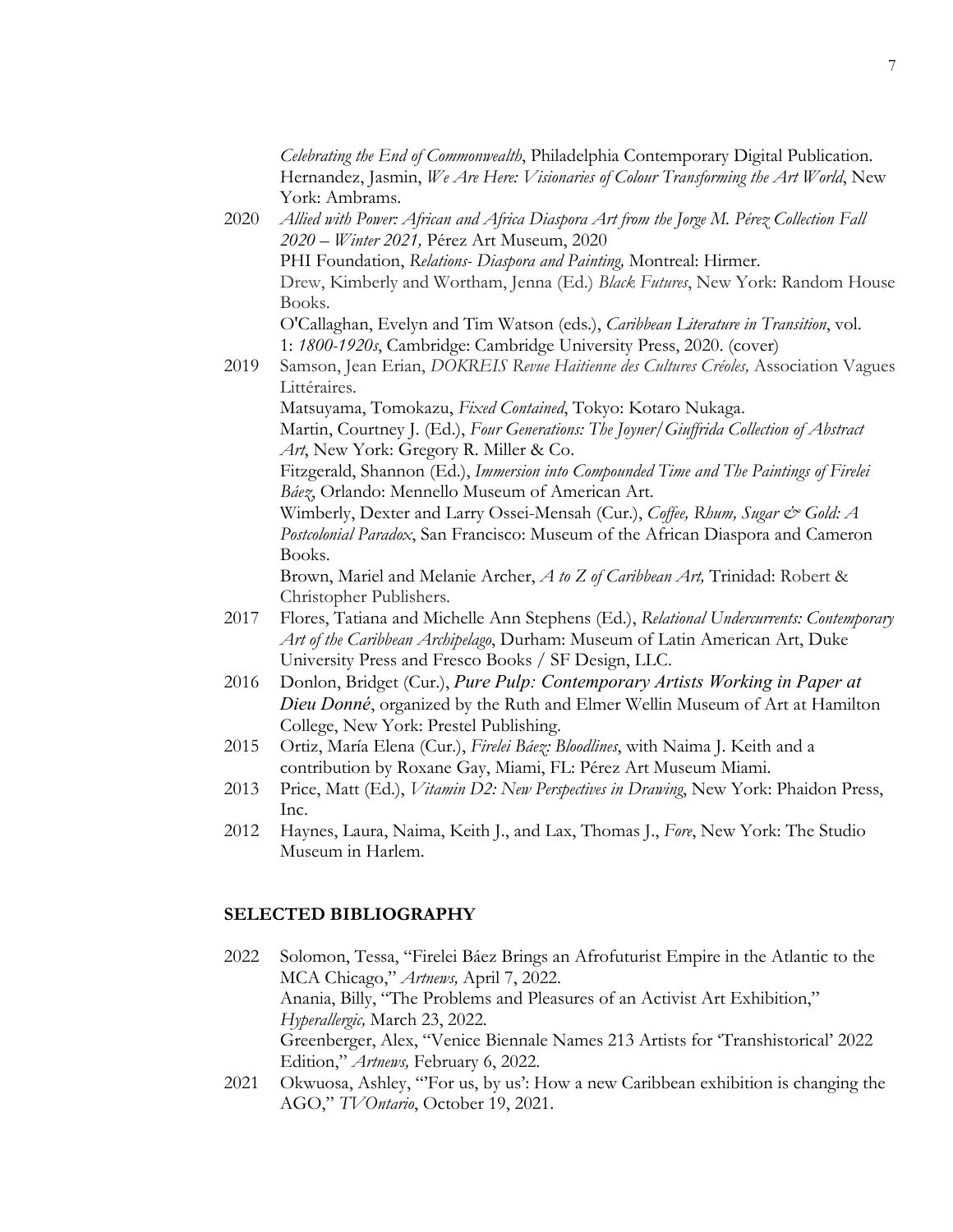*Celebrating the End of Commonwealth*, Philadelphia Contemporary Digital Publication.
Hernandez, Jasmin, *We Are Here: Visionaries of Colour Transforming the Art World*, New York: Ambrams.

2020 *Allied with Power: African and Africa Diaspora Art from the Jorge M. Pérez Collection Fall 2020 – Winter 2021,* Pérez Art Museum, 2020
PHI Foundation, *Relations- Diaspora and Painting,* Montreal: Hirmer.
Drew, Kimberly and Wortham, Jenna (Ed.) *Black Futures*, New York: Random House Books.
O'Callaghan, Evelyn and Tim Watson (eds.), *Caribbean Literature in Transition*, vol. 1: *1800-1920s*, Cambridge: Cambridge University Press, 2020. (cover)

2019 Samson, Jean Erian, *DOKREIS Revue Haitienne des Cultures Créoles,* Association Vagues Littéraires.
Matsuyama, Tomokazu, *Fixed Contained*, Tokyo: Kotaro Nukaga.
Martin, Courtney J. (Ed.), *Four Generations: The Joyner/Giuffrida Collection of Abstract Art*, New York: Gregory R. Miller & Co.
Fitzgerald, Shannon (Ed.), *Immersion into Compounded Time and The Paintings of Firelei Báez,* Orlando: Mennello Museum of American Art.
Wimberly, Dexter and Larry Ossei-Mensah (Cur.), *Coffee, Rhum, Sugar & Gold: A Postcolonial Paradox*, San Francisco: Museum of the African Diaspora and Cameron Books.
Brown, Mariel and Melanie Archer, *A to Z of Caribbean Art,* Trinidad: Robert & Christopher Publishers.

2017 Flores, Tatiana and Michelle Ann Stephens (Ed.), *Relational Undercurrents: Contemporary Art of the Caribbean Archipelago*, Durham: Museum of Latin American Art, Duke University Press and Fresco Books / SF Design, LLC.

2016 Donlon, Bridget (Cur.), *Pure Pulp: Contemporary Artists Working in Paper at Dieu Donné*, organized by the Ruth and Elmer Wellin Museum of Art at Hamilton College, New York: Prestel Publishing.

2015 Ortiz, María Elena (Cur.), *Firelei Báez: Bloodlines*, with Naima J. Keith and a contribution by Roxane Gay, Miami, FL: Pérez Art Museum Miami.

2013 Price, Matt (Ed.), *Vitamin D2: New Perspectives in Drawing*, New York: Phaidon Press, Inc.

2012 Haynes, Laura, Naima, Keith J., and Lax, Thomas J., *Fore*, New York: The Studio Museum in Harlem.

## SELECTED BIBLIOGRAPHY

2022 Solomon, Tessa, "Firelei Báez Brings an Afrofuturist Empire in the Atlantic to the MCA Chicago," *Artnews,* April 7, 2022.
Anania, Billy, "The Problems and Pleasures of an Activist Art Exhibition," *Hyperallergic,* March 23, 2022.
Greenberger, Alex, "Venice Biennale Names 213 Artists for 'Transhistorical' 2022 Edition," *Artnews,* February 6, 2022.

2021 Okwuosa, Ashley, "'For us, by us': How a new Caribbean exhibition is changing the AGO," *TVOntario*, October 19, 2021.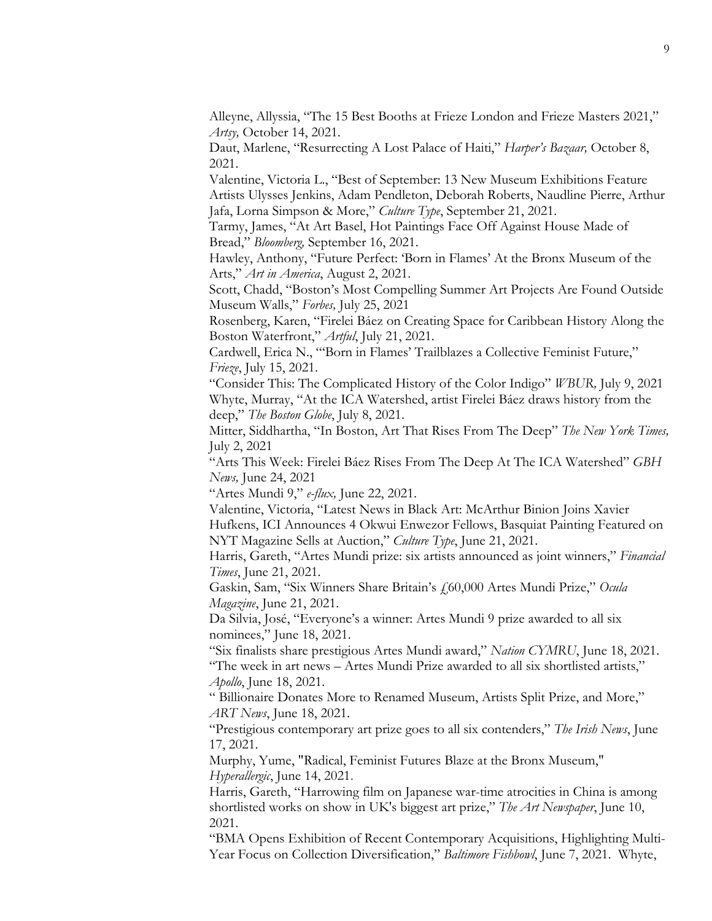Alleyne, Allyssia, "The 15 Best Booths at Frieze London and Frieze Masters 2021," *Artsy,* October 14, 2021.

Daut, Marlene, "Resurrecting A Lost Palace of Haiti," *Harper's Bazaar,* October 8, 2021.

Valentine, Victoria L., "Best of September: 13 New Museum Exhibitions Feature Artists Ulysses Jenkins, Adam Pendleton, Deborah Roberts, Naudline Pierre, Arthur Jafa, Lorna Simpson & More," *Culture Type*, September 21, 2021.

Tarmy, James, "At Art Basel, Hot Paintings Face Off Against House Made of Bread," *Bloomberg,* September 16, 2021.

Hawley, Anthony, "Future Perfect: 'Born in Flames' At the Bronx Museum of the Arts," *Art in America*, August 2, 2021.

Scott, Chadd, "Boston's Most Compelling Summer Art Projects Are Found Outside Museum Walls," *Forbes,* July 25, 2021

Rosenberg, Karen, "Firelei Báez on Creating Space for Caribbean History Along the Boston Waterfront," *Artful*, July 21, 2021.

Cardwell, Erica N., "'Born in Flames' Trailblazes a Collective Feminist Future," *Frieze*, July 15, 2021.

"Consider This: The Complicated History of the Color Indigo" *WBUR,* July 9, 2021

Whyte, Murray, "At the ICA Watershed, artist Firelei Báez draws history from the deep," *The Boston Globe*, July 8, 2021.

Mitter, Siddhartha, "In Boston, Art That Rises From The Deep" *The New York Times,* July 2, 2021

"Arts This Week: Firelei Báez Rises From The Deep At The ICA Watershed" *GBH News,* June 24, 2021

"Artes Mundi 9," *e-flux,* June 22, 2021.

Valentine, Victoria, "Latest News in Black Art: McArthur Binion Joins Xavier Hufkens, ICI Announces 4 Okwui Enwezor Fellows, Basquiat Painting Featured on NYT Magazine Sells at Auction," *Culture Type*, June 21, 2021.

Harris, Gareth, "Artes Mundi prize: six artists announced as joint winners," *Financial Times*, June 21, 2021.

Gaskin, Sam, "Six Winners Share Britain's £60,000 Artes Mundi Prize," *Ocula Magazine*, June 21, 2021.

Da Silvia, José, "Everyone's a winner: Artes Mundi 9 prize awarded to all six nominees," June 18, 2021.

"Six finalists share prestigious Artes Mundi award," *Nation CYMRU*, June 18, 2021.

"The week in art news – Artes Mundi Prize awarded to all six shortlisted artists," *Apollo*, June 18, 2021.

" Billionaire Donates More to Renamed Museum, Artists Split Prize, and More," *ART News*, June 18, 2021.

"Prestigious contemporary art prize goes to all six contenders," *The Irish News*, June 17, 2021.

Murphy, Yume, "Radical, Feminist Futures Blaze at the Bronx Museum," *Hyperallergic*, June 14, 2021.

Harris, Gareth, "Harrowing film on Japanese war-time atrocities in China is among shortlisted works on show in UK's biggest art prize," *The Art Newspaper*, June 10, 2021.

"BMA Opens Exhibition of Recent Contemporary Acquisitions, Highlighting Multi-Year Focus on Collection Diversification," *Baltimore Fishbowl*, June 7, 2021. Whyte,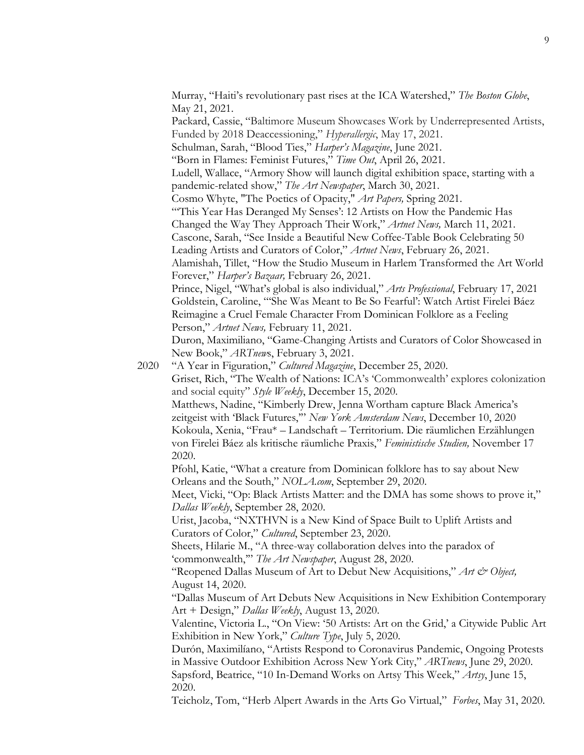Murray, "Haiti's revolutionary past rises at the ICA Watershed," *The Boston Globe*, May 21, 2021.

Packard, Cassie, "Baltimore Museum Showcases Work by Underrepresented Artists, Funded by 2018 Deaccessioning," *Hyperallergic*, May 17, 2021.

Schulman, Sarah, "Blood Ties," *Harper's Magazine*, June 2021.

"Born in Flames: Feminist Futures," *Time Out*, April 26, 2021.

Ludell, Wallace, "Armory Show will launch digital exhibition space, starting with a pandemic-related show," *The Art Newspaper*, March 30, 2021.

Cosmo Whyte, "The Poetics of Opacity," *Art Papers,* Spring 2021.

"'This Year Has Deranged My Senses': 12 Artists on How the Pandemic Has Changed the Way They Approach Their Work," *Artnet News,* March 11, 2021.

Cascone, Sarah, "See Inside a Beautiful New Coffee-Table Book Celebrating 50 Leading Artists and Curators of Color," *Artnet News*, February 26, 2021.

Alamishah, Tillet, "How the Studio Museum in Harlem Transformed the Art World Forever," *Harper's Bazaar,* February 26, 2021.

Prince, Nigel, "What's global is also individual," *Arts Professional*, February 17, 2021

Goldstein, Caroline, "'She Was Meant to Be So Fearful': Watch Artist Firelei Báez Reimagine a Cruel Female Character From Dominican Folklore as a Feeling Person," *Artnet News,* February 11, 2021.

Duron, Maximiliano, "Game-Changing Artists and Curators of Color Showcased in New Book," *ARTnews*, February 3, 2021.

2020 "A Year in Figuration," *Cultured Magazine*, December 25, 2020.

Griset, Rich, "The Wealth of Nations: ICA's 'Commonwealth' explores colonization and social equity" *Style Weekly*, December 15, 2020.

Matthews, Nadine, "Kimberly Drew, Jenna Wortham capture Black America's zeitgeist with 'Black Futures,'" *New York Amsterdam News*, December 10, 2020

Kokoula, Xenia, "Frau* – Landschaft – Territorium. Die räumlichen Erzählungen von Firelei Báez als kritische räumliche Praxis," *Feministische Studien,* November 17 2020.

Pfohl, Katie, "What a creature from Dominican folklore has to say about New Orleans and the South," *NOLA.com*, September 29, 2020.

Meet, Vicki, "Op: Black Artists Matter: and the DMA has some shows to prove it," *Dallas Weekly*, September 28, 2020.

Urist, Jacoba, "NXTHVN is a New Kind of Space Built to Uplift Artists and Curators of Color," *Cultured*, September 23, 2020.

Sheets, Hilarie M., "A three-way collaboration delves into the paradox of 'commonwealth,'" *The Art Newspaper*, August 28, 2020.

"Reopened Dallas Museum of Art to Debut New Acquisitions," *Art & Object,* August 14, 2020.

"Dallas Museum of Art Debuts New Acquisitions in New Exhibition Contemporary Art + Design," *Dallas Weekly*, August 13, 2020.

Valentine, Victoria L., "On View: '50 Artists: Art on the Grid,' a Citywide Public Art Exhibition in New York," *Culture Type*, July 5, 2020.

Durón, Maximilíano, "Artists Respond to Coronavirus Pandemic, Ongoing Protests in Massive Outdoor Exhibition Across New York City," *ARTnews*, June 29, 2020.

Sapsford, Beatrice, "10 In-Demand Works on Artsy This Week," *Artsy*, June 15, 2020.

Teicholz, Tom, "Herb Alpert Awards in the Arts Go Virtual," *Forbes*, May 31, 2020.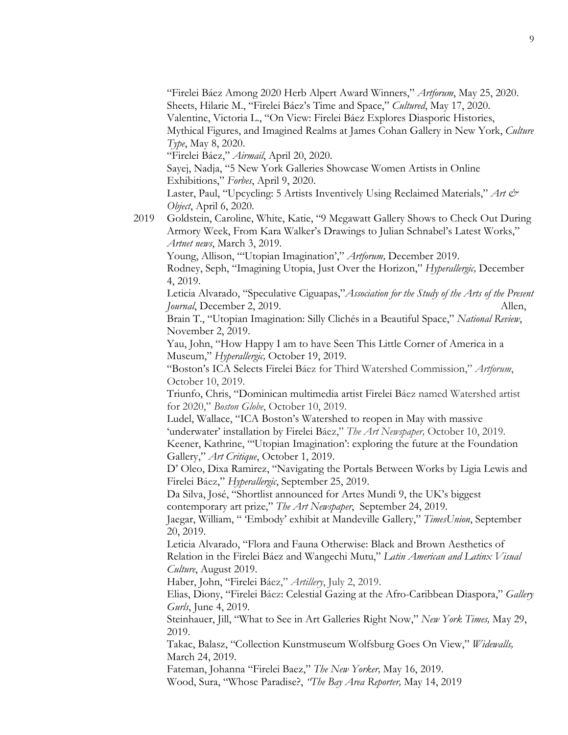"Firelei Báez Among 2020 Herb Alpert Award Winners," *Artforum*, May 25, 2020.
Sheets, Hilarie M., "Firelei Báez's Time and Space," *Cultured*, May 17, 2020.
Valentine, Victoria L., "On View: Firelei Báez Explores Diasporic Histories, Mythical Figures, and Imagined Realms at James Cohan Gallery in New York, *Culture Type*, May 8, 2020.
"Firelei Báez," *Airmail*, April 20, 2020.
Sayej, Nadja, "5 New York Galleries Showcase Women Artists in Online Exhibitions," *Forbes*, April 9, 2020.
Laster, Paul, "Upcycling: 5 Artists Inventively Using Reclaimed Materials," *Art & Object*, April 6, 2020.

2019 Goldstein, Caroline, White, Katie, "9 Megawatt Gallery Shows to Check Out During Armory Week, From Kara Walker's Drawings to Julian Schnabel's Latest Works," *Artnet news*, March 3, 2019.
Young, Allison, "'Utopian Imagination'," *Artforum,* December 2019.
Rodney, Seph, "Imagining Utopia, Just Over the Horizon," *Hyperallergic,* December 4, 2019.
Leticia Alvarado, "Speculative Ciguapas,"*Association for the Study of the Arts of the Present Journal*, December 2, 2019.
Allen, Brain T., "Utopian Imagination: Silly Clichés in a Beautiful Space," *National Review*, November 2, 2019.
Yau, John, "How Happy I am to have Seen This Little Corner of America in a Museum," *Hyperallergic,* October 19, 2019.
"Boston's ICA Selects Firelei Báez for Third Watershed Commission," *Artforum*, October 10, 2019.
Triunfo, Chris, "Dominican multimedia artist Firelei Báez named Watershed artist for 2020," *Boston Globe*, October 10, 2019.
Ludel, Wallace, "ICA Boston's Watershed to reopen in May with massive 'underwater' installation by Firelei Báez," *The Art Newspaper,* October 10, 2019.
Keener, Kathrine, "'Utopian Imagination': exploring the future at the Foundation Gallery," *Art Critique*, October 1, 2019.
D' Oleo, Dixa Ramirez, "Navigating the Portals Between Works by Ligia Lewis and Firelei Báez," *Hyperallergic*, September 25, 2019.
Da Silva, José, "Shortlist announced for Artes Mundi 9, the UK's biggest contemporary art prize," *The Art Newspaper*, September 24, 2019.
Jaegar, William, " 'Embody' exhibit at Mandeville Gallery," *TimesUnion*, September 20, 2019.
Leticia Alvarado, "Flora and Fauna Otherwise: Black and Brown Aesthetics of Relation in the Firelei Báez and Wangechi Mutu," *Latin American and Latinx Visual Culture*, August 2019.
Haber, John, "Firelei Báez," *Artillery*, July 2, 2019.
Elias, Diony, "Firelei Báez: Celestial Gazing at the Afro-Caribbean Diaspora," *Gallery Gurls*, June 4, 2019.
Steinhauer, Jill, "What to See in Art Galleries Right Now," *New York Times,* May 29, 2019.
Takac, Balasz, "Collection Kunstmuseum Wolfsburg Goes On View," *Widewalls,* March 24, 2019.
Fateman, Johanna "Firelei Baez," *The New Yorker,* May 16, 2019.
Wood, Sura, "Whose Paradise?, *"The Bay Area Reporter,* May 14, 2019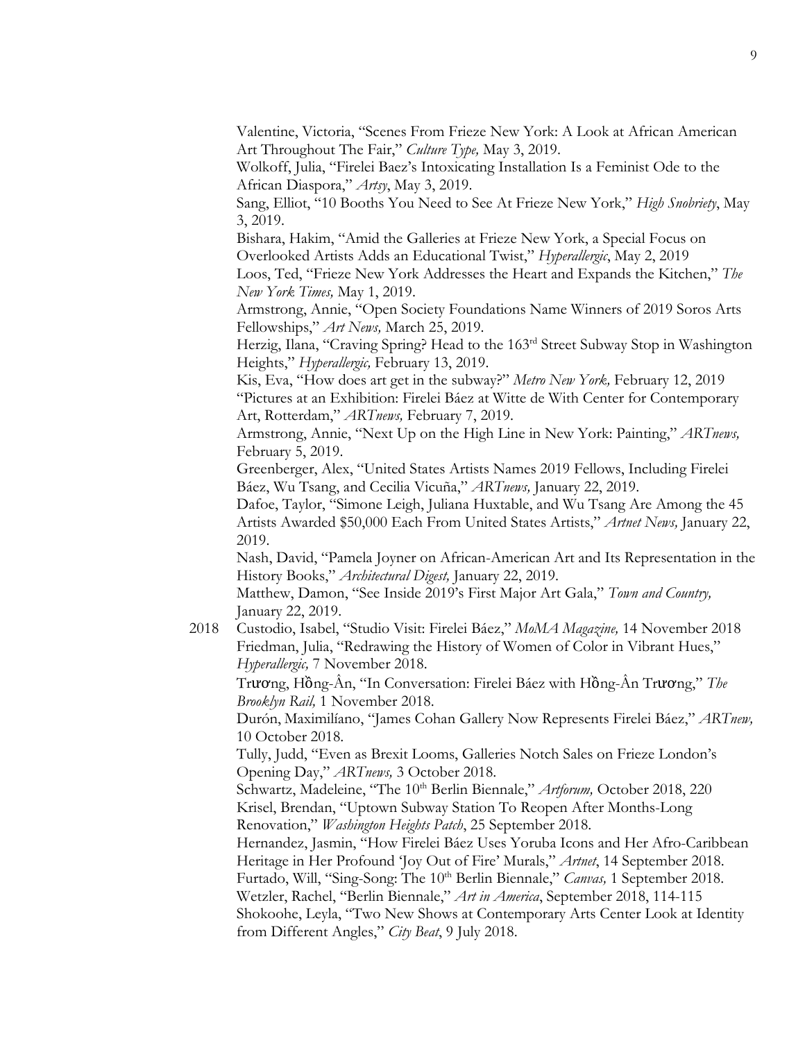Valentine, Victoria, "Scenes From Frieze New York: A Look at African American Art Throughout The Fair," *Culture Type,* May 3, 2019.

Wolkoff, Julia, "Firelei Baez's Intoxicating Installation Is a Feminist Ode to the African Diaspora," *Artsy*, May 3, 2019.

Sang, Elliot, "10 Booths You Need to See At Frieze New York," *High Snobriety*, May 3, 2019.

Bishara, Hakim, "Amid the Galleries at Frieze New York, a Special Focus on Overlooked Artists Adds an Educational Twist," *Hyperallergic*, May 2, 2019

Loos, Ted, "Frieze New York Addresses the Heart and Expands the Kitchen," *The New York Times,* May 1, 2019.

Armstrong, Annie, "Open Society Foundations Name Winners of 2019 Soros Arts Fellowships," *Art News,* March 25, 2019.

Herzig, Ilana, "Craving Spring? Head to the 163rd Street Subway Stop in Washington Heights," *Hyperallergic,* February 13, 2019.

Kis, Eva, "How does art get in the subway?" *Metro New York,* February 12, 2019

"Pictures at an Exhibition: Firelei Báez at Witte de With Center for Contemporary Art, Rotterdam," *ARTnews,* February 7, 2019.

Armstrong, Annie, "Next Up on the High Line in New York: Painting," *ARTnews,* February 5, 2019.

Greenberger, Alex, "United States Artists Names 2019 Fellows, Including Firelei Báez, Wu Tsang, and Cecilia Vicuña," *ARTnews,* January 22, 2019.

Dafoe, Taylor, "Simone Leigh, Juliana Huxtable, and Wu Tsang Are Among the 45 Artists Awarded $50,000 Each From United States Artists," *Artnet News,* January 22, 2019.

Nash, David, "Pamela Joyner on African-American Art and Its Representation in the History Books," *Architectural Digest,* January 22, 2019.

Matthew, Damon, "See Inside 2019's First Major Art Gala," *Town and Country,* January 22, 2019.

2018 Custodio, Isabel, "Studio Visit: Firelei Báez," *MoMA Magazine,* 14 November 2018

Friedman, Julia, "Redrawing the History of Women of Color in Vibrant Hues," *Hyperallergic,* 7 November 2018.

Trương, Hồng-Ân, "In Conversation: Firelei Báez with Hồng-Ân Trương," *The Brooklyn Rail,* 1 November 2018.

Durón, Maximilíano, "James Cohan Gallery Now Represents Firelei Báez," *ARTnew,* 10 October 2018.

Tully, Judd, "Even as Brexit Looms, Galleries Notch Sales on Frieze London's Opening Day," *ARTnews,* 3 October 2018.

Schwartz, Madeleine, "The 10th Berlin Biennale," *Artforum,* October 2018, 220

Krisel, Brendan, "Uptown Subway Station To Reopen After Months-Long Renovation," *Washington Heights Patch*, 25 September 2018.

Hernandez, Jasmin, "How Firelei Báez Uses Yoruba Icons and Her Afro-Caribbean Heritage in Her Profound 'Joy Out of Fire' Murals," *Artnet*, 14 September 2018.

Furtado, Will, "Sing-Song: The 10th Berlin Biennale," *Canvas,* 1 September 2018.

Wetzler, Rachel, "Berlin Biennale," *Art in America*, September 2018, 114-115

Shokoohe, Leyla, "Two New Shows at Contemporary Arts Center Look at Identity from Different Angles," *City Beat*, 9 July 2018.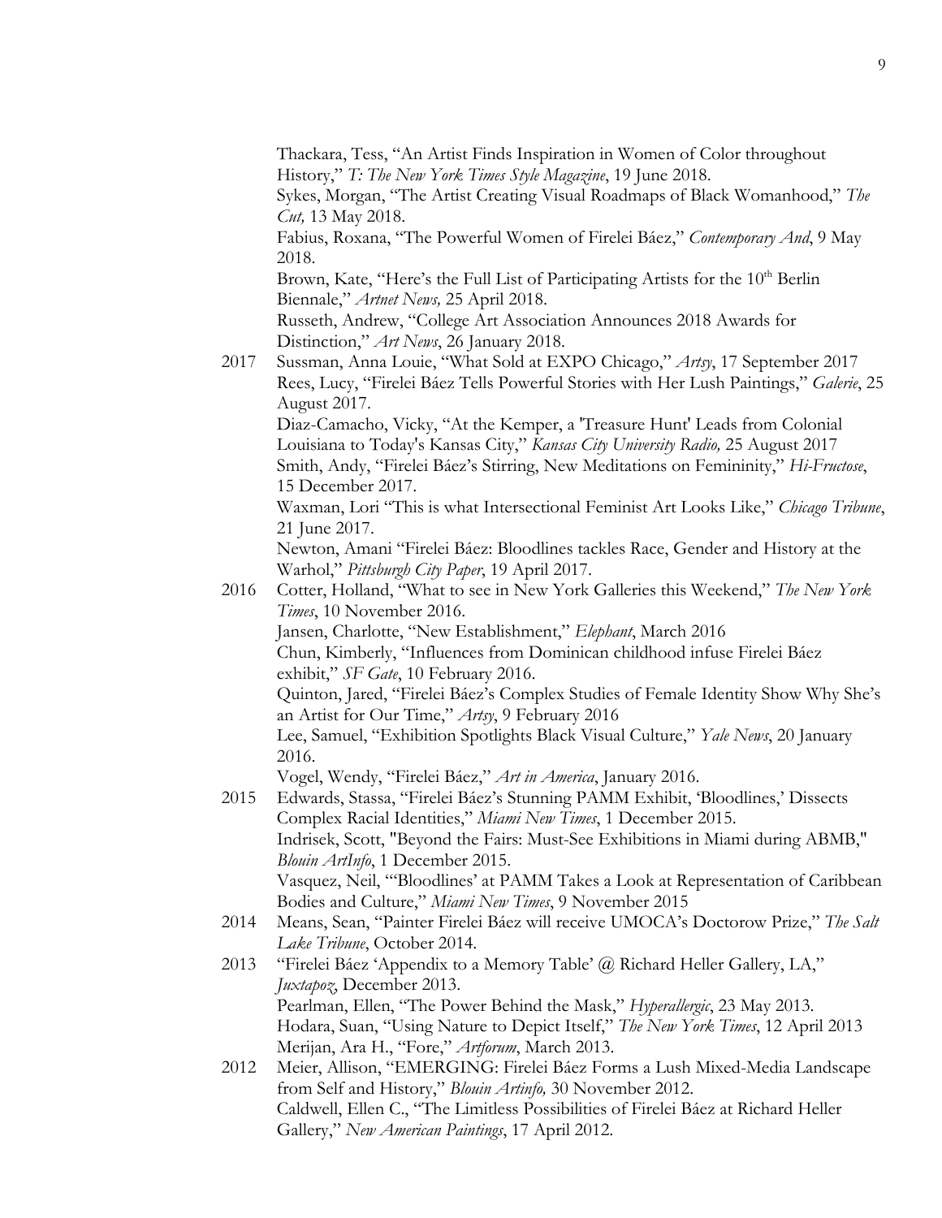Thackara, Tess, "An Artist Finds Inspiration in Women of Color throughout History," *T: The New York Times Style Magazine*, 19 June 2018.
Sykes, Morgan, "The Artist Creating Visual Roadmaps of Black Womanhood," *The Cut,* 13 May 2018.
Fabius, Roxana, "The Powerful Women of Firelei Báez," *Contemporary And*, 9 May 2018.
Brown, Kate, "Here's the Full List of Participating Artists for the 10th Berlin Biennale," *Artnet News,* 25 April 2018.
Russeth, Andrew, "College Art Association Announces 2018 Awards for Distinction," *Art News*, 26 January 2018.

2017 Sussman, Anna Louie, "What Sold at EXPO Chicago," *Artsy*, 17 September 2017
Rees, Lucy, "Firelei Báez Tells Powerful Stories with Her Lush Paintings," *Galerie*, 25 August 2017.
Diaz-Camacho, Vicky, "At the Kemper, a 'Treasure Hunt' Leads from Colonial Louisiana to Today's Kansas City," *Kansas City University Radio,* 25 August 2017
Smith, Andy, "Firelei Báez's Stirring, New Meditations on Femininity," *Hi-Fructose*, 15 December 2017.
Waxman, Lori "This is what Intersectional Feminist Art Looks Like," *Chicago Tribune*, 21 June 2017.
Newton, Amani "Firelei Báez: Bloodlines tackles Race, Gender and History at the Warhol," *Pittsburgh City Paper*, 19 April 2017.

2016 Cotter, Holland, "What to see in New York Galleries this Weekend," *The New York Times*, 10 November 2016.
Jansen, Charlotte, "New Establishment," *Elephant*, March 2016
Chun, Kimberly, "Influences from Dominican childhood infuse Firelei Báez exhibit," *SF Gate*, 10 February 2016.
Quinton, Jared, "Firelei Báez's Complex Studies of Female Identity Show Why She's an Artist for Our Time," *Artsy*, 9 February 2016
Lee, Samuel, "Exhibition Spotlights Black Visual Culture," *Yale News*, 20 January 2016.
Vogel, Wendy, "Firelei Báez," *Art in America*, January 2016.

2015 Edwards, Stassa, "Firelei Báez's Stunning PAMM Exhibit, 'Bloodlines,' Dissects Complex Racial Identities," *Miami New Times*, 1 December 2015.
Indrisek, Scott, "Beyond the Fairs: Must-See Exhibitions in Miami during ABMB," *Blouin ArtInfo*, 1 December 2015.
Vasquez, Neil, "'Bloodlines' at PAMM Takes a Look at Representation of Caribbean Bodies and Culture," *Miami New Times*, 9 November 2015

2014 Means, Sean, "Painter Firelei Báez will receive UMOCA's Doctorow Prize," *The Salt Lake Tribune*, October 2014.

2013 "Firelei Báez 'Appendix to a Memory Table' @ Richard Heller Gallery, LA," *Juxtapoz*, December 2013.
Pearlman, Ellen, "The Power Behind the Mask," *Hyperallergic*, 23 May 2013.
Hodara, Suan, "Using Nature to Depict Itself," *The New York Times*, 12 April 2013
Merijan, Ara H., "Fore," *Artforum*, March 2013.

2012 Meier, Allison, "EMERGING: Firelei Báez Forms a Lush Mixed-Media Landscape from Self and History," *Blouin Artinfo,* 30 November 2012.
Caldwell, Ellen C., "The Limitless Possibilities of Firelei Báez at Richard Heller Gallery," *New American Paintings*, 17 April 2012.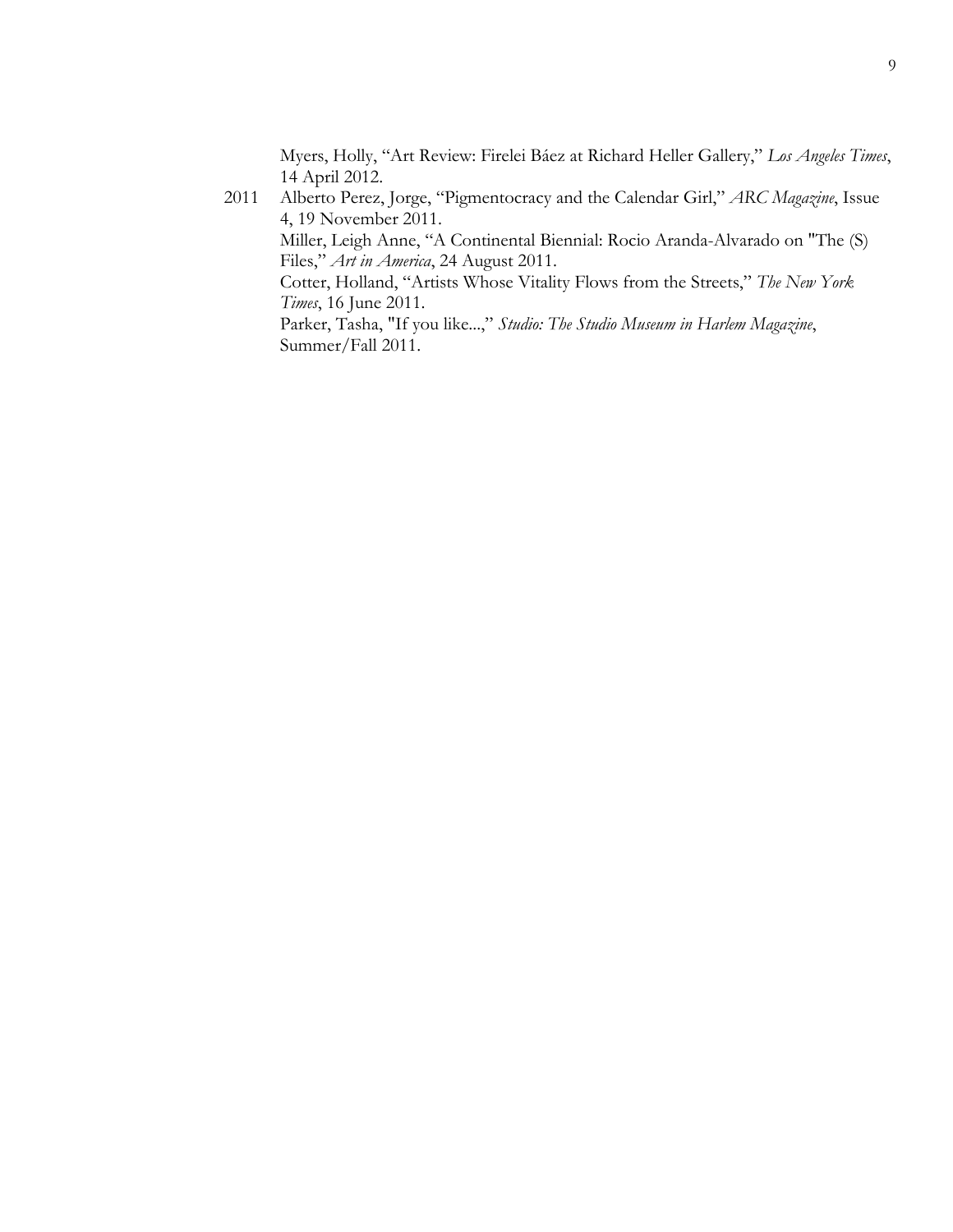Myers, Holly, "Art Review: Firelei Báez at Richard Heller Gallery," *Los Angeles Times*, 14 April 2012.

2011 Alberto Perez, Jorge, "Pigmentocracy and the Calendar Girl," *ARC Magazine*, Issue 4, 19 November 2011.

Miller, Leigh Anne, "A Continental Biennial: Rocio Aranda-Alvarado on "The (S) Files," *Art in America*, 24 August 2011.

Cotter, Holland, "Artists Whose Vitality Flows from the Streets," *The New York Times*, 16 June 2011.

Parker, Tasha, "If you like...," *Studio: The Studio Museum in Harlem Magazine*, Summer/Fall 2011.